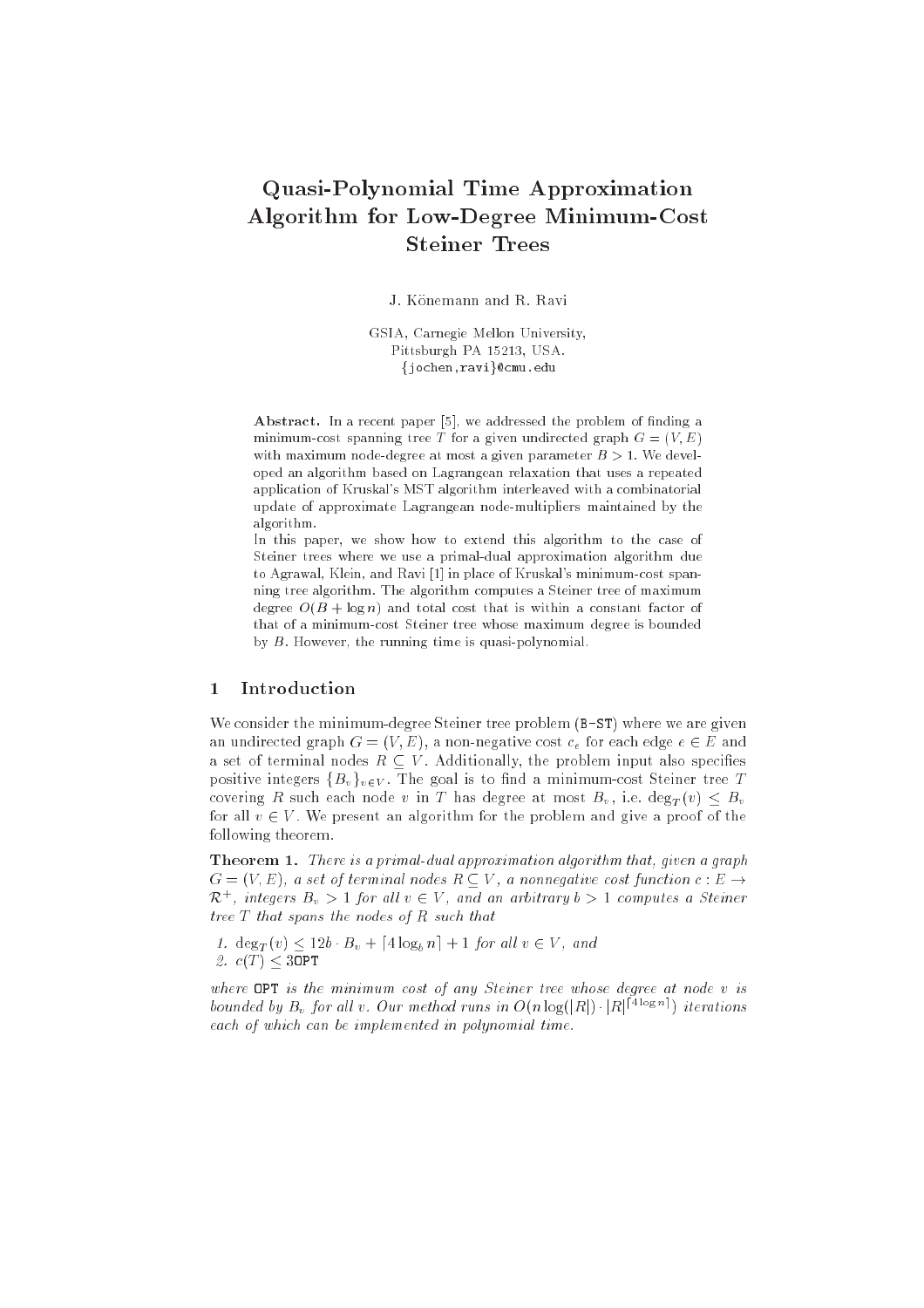# Quasi-Polynomial Time Approximation Algorithm for Low-Degree Minimum-Cost Steiner Trees

J. Könemann and R. Ravi

GSIA, Carnegie Mellon University,
Pittsburgh PA 15213, USA.
{jochen,ravi}@cmu.edu

**Abstract.** In a recent paper [5], we addressed the problem of finding a minimum-cost spanning tree $T$ for a given undirected graph $G = (V, E)$ with maximum node-degree at most a given parameter $B > 1$. We developed an algorithm based on Lagrangean relaxation that uses a repeated application of Kruskal's MST algorithm interleaved with a combinatorial update of approximate Lagrangean node-multipliers maintained by the algorithm.

In this paper, we show how to extend this algorithm to the case of Steiner trees where we use a primal-dual approximation algorithm due to Agrawal, Klein, and Ravi [1] in place of Kruskal's minimum-cost spanning tree algorithm. The algorithm computes a Steiner tree of maximum degree $O(B + \log n)$ and total cost that is within a constant factor of that of a minimum-cost Steiner tree whose maximum degree is bounded by $B$. However, the running time is quasi-polynomial.

## 1 Introduction

We consider the minimum-degree Steiner tree problem (B-ST) where we are given an undirected graph $G = (V, E)$, a non-negative cost $c_e$ for each edge $e \in E$ and a set of terminal nodes $R \subseteq V$. Additionally, the problem input also specifies positive integers $\{B_v\}_{v \in V}$. The goal is to find a minimum-cost Steiner tree $T$ covering $R$ such each node $v$ in $T$ has degree at most $B_v$, i.e. $\deg_T(v) \leq B_v$ for all $v \in V$. We present an algorithm for the problem and give a proof of the following theorem.

**Theorem 1.** *There is a primal-dual approximation algorithm that, given a graph $G = (V, E)$, a set of terminal nodes $R \subseteq V$, a nonnegative cost function $c : E \to \mathcal{R}^+$, integers $B_v > 1$ for all $v \in V$, and an arbitrary $b > 1$ computes a Steiner tree $T$ that spans the nodes of $R$ such that*

1. $\deg_T(v) \leq 12b \cdot B_v + \lceil 4 \log_b n \rceil + 1$ *for all* $v \in V$, *and*
2. $c(T) \leq 3\texttt{OPT}$

*where* OPT *is the minimum cost of any Steiner tree whose degree at node $v$ is bounded by $B_v$ for all $v$. Our method runs in $O(n \log(|R|) \cdot |R|^{\lceil 4 \log n \rceil})$ iterations each of which can be implemented in polynomial time.*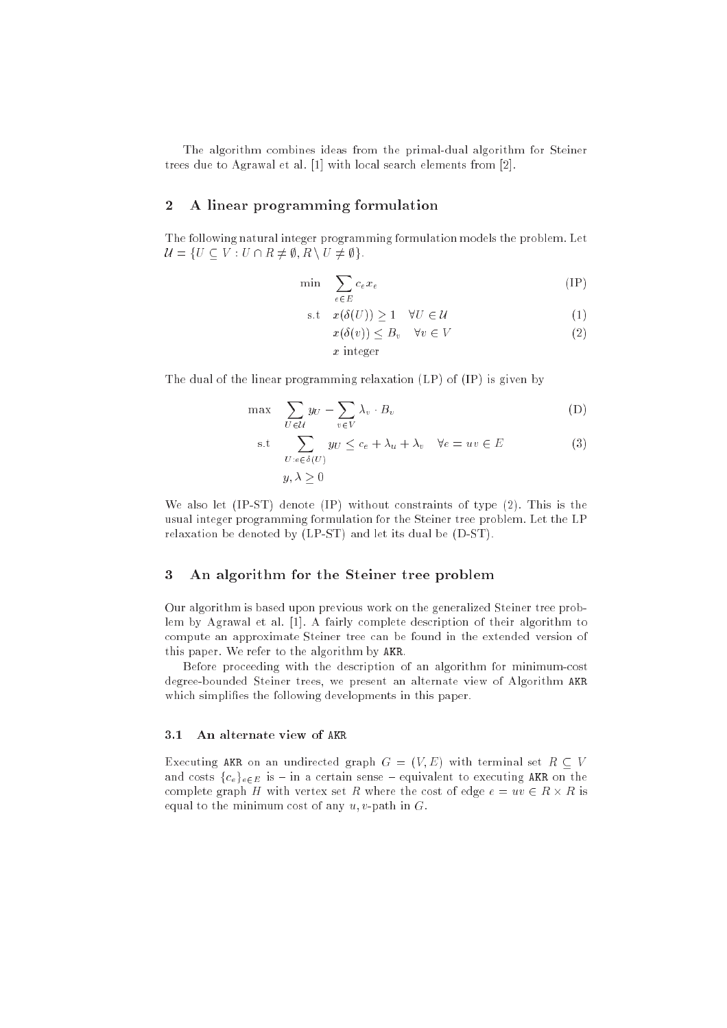The algorithm combines ideas from the primal-dual algorithm for Steiner trees due to Agrawal et al. [1] with local search elements from [2].

## 2 A linear programming formulation

The following natural integer programming formulation models the problem. Let $\mathcal{U} = \{U \subseteq V : U \cap R \neq \emptyset, R \setminus U \neq \emptyset\}$.

$$\min \quad \sum_{e \in E} c_e x_e \tag{IP}$$

$$\text{s.t} \quad x(\delta(U)) \geq 1 \quad \forall U \in \mathcal{U} \tag{1}$$

$$x(\delta(v)) \leq B_v \quad \forall v \in V \tag{2}$$

$$x \text{ integer}$$

The dual of the linear programming relaxation (LP) of (IP) is given by

$$\max \quad \sum_{U \in \mathcal{U}} y_U - \sum_{v \in V} \lambda_v \cdot B_v \tag{D}$$

$$\text{s.t} \quad \sum_{U : e \in \delta(U)} y_U \leq c_e + \lambda_u + \lambda_v \quad \forall e = uv \in E \tag{3}$$

$$y, \lambda \geq 0$$

We also let (IP-ST) denote (IP) without constraints of type (2). This is the usual integer programming formulation for the Steiner tree problem. Let the LP relaxation be denoted by (LP-ST) and let its dual be (D-ST).

## 3 An algorithm for the Steiner tree problem

Our algorithm is based upon previous work on the generalized Steiner tree problem by Agrawal et al. [1]. A fairly complete description of their algorithm to compute an approximate Steiner tree can be found in the extended version of this paper. We refer to the algorithm by `AKR`.

Before proceeding with the description of an algorithm for minimum-cost degree-bounded Steiner trees, we present an alternate view of Algorithm `AKR` which simplifies the following developments in this paper.

### 3.1 An alternate view of AKR

Executing `AKR` on an undirected graph $G = (V, E)$ with terminal set $R \subseteq V$ and costs $\{c_e\}_{e \in E}$ is – in a certain sense – equivalent to executing `AKR` on the complete graph $H$ with vertex set $R$ where the cost of edge $e = uv \in R \times R$ is equal to the minimum cost of any $u, v$-path in $G$.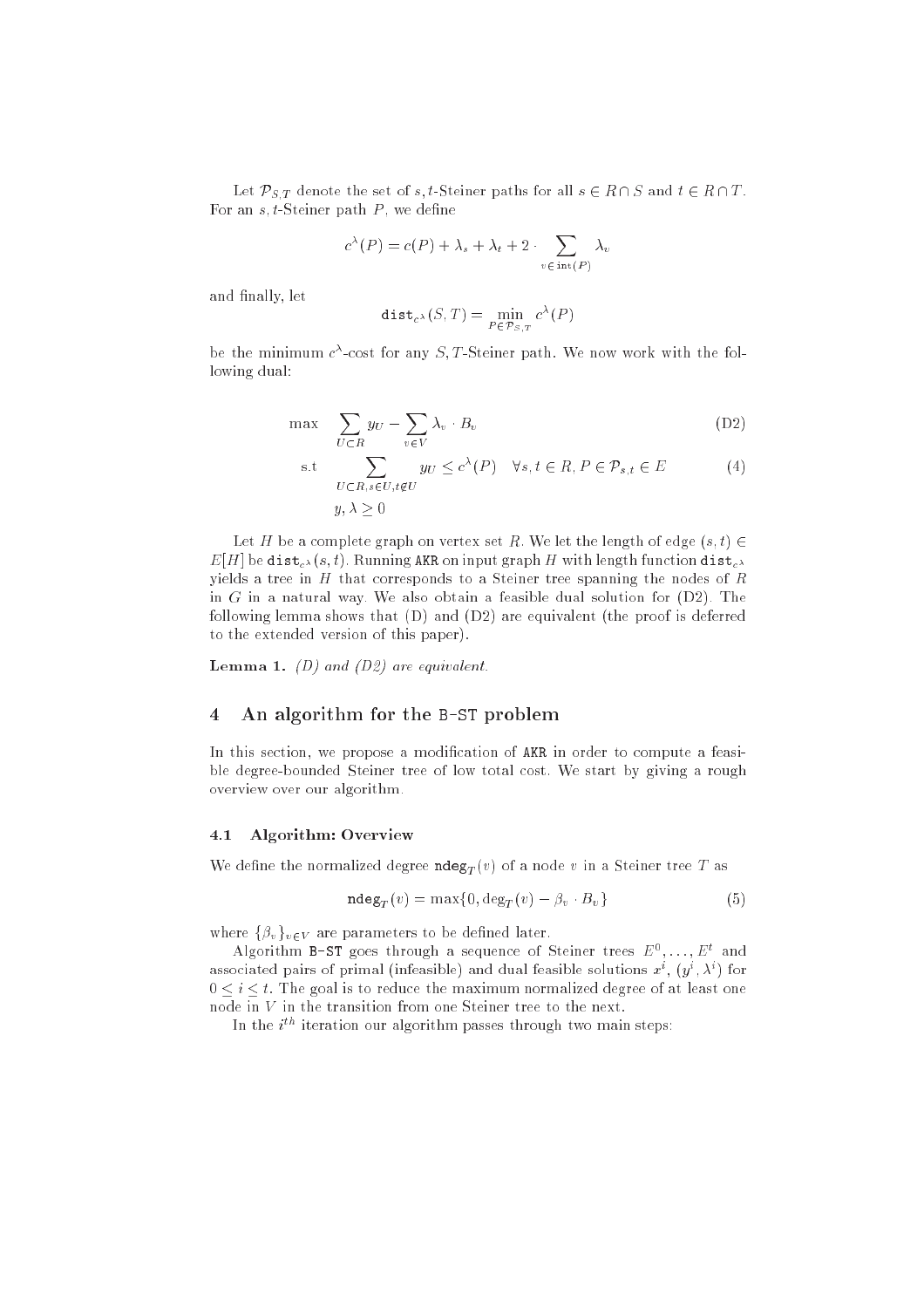Let $\mathcal{P}_{S,T}$ denote the set of $s,t$-Steiner paths for all $s \in R \cap S$ and $t \in R \cap T$. For an $s,t$-Steiner path $P$, we define

$$c^\lambda(P) = c(P) + \lambda_s + \lambda_t + 2 \cdot \sum_{v \in \mathtt{int}(P)} \lambda_v$$

and finally, let

$$\mathtt{dist}_{c^\lambda}(S,T) = \min_{P \in \mathcal{P}_{S,T}} c^\lambda(P)$$

be the minimum $c^\lambda$-cost for any $S,T$-Steiner path. We now work with the following dual:

$$\max \quad \sum_{U \subset R} y_U - \sum_{v \in V} \lambda_v \cdot B_v \tag{D2}$$

$$\text{s.t} \quad \sum_{U \subset R, s \in U, t \notin U} y_U \leq c^\lambda(P) \quad \forall s,t \in R, P \in \mathcal{P}_{s,t} \in E \tag{4}$$

$$y, \lambda \geq 0$$

Let $H$ be a complete graph on vertex set $R$. We let the length of edge $(s,t) \in E[H]$ be $\mathtt{dist}_{c^\lambda}(s,t)$. Running AKR on input graph $H$ with length function $\mathtt{dist}_{c^\lambda}$ yields a tree in $H$ that corresponds to a Steiner tree spanning the nodes of $R$ in $G$ in a natural way. We also obtain a feasible dual solution for (D2). The following lemma shows that (D) and (D2) are equivalent (the proof is deferred to the extended version of this paper).

**Lemma 1.** *(D) and (D2) are equivalent.*

## 4 An algorithm for the B-ST problem

In this section, we propose a modification of AKR in order to compute a feasible degree-bounded Steiner tree of low total cost. We start by giving a rough overview over our algorithm.

### 4.1 Algorithm: Overview

We define the normalized degree $\mathtt{ndeg}_T(v)$ of a node $v$ in a Steiner tree $T$ as

$$\mathtt{ndeg}_T(v) = \max\{0, \deg_T(v) - \beta_v \cdot B_v\} \tag{5}$$

where $\{\beta_v\}_{v \in V}$ are parameters to be defined later.

Algorithm B-ST goes through a sequence of Steiner trees $E^0, \ldots, E^t$ and associated pairs of primal (infeasible) and dual feasible solutions $x^i$, $(y^i, \lambda^i)$ for $0 \leq i \leq t$. The goal is to reduce the maximum normalized degree of at least one node in $V$ in the transition from one Steiner tree to the next.

In the $i^{th}$ iteration our algorithm passes through two main steps: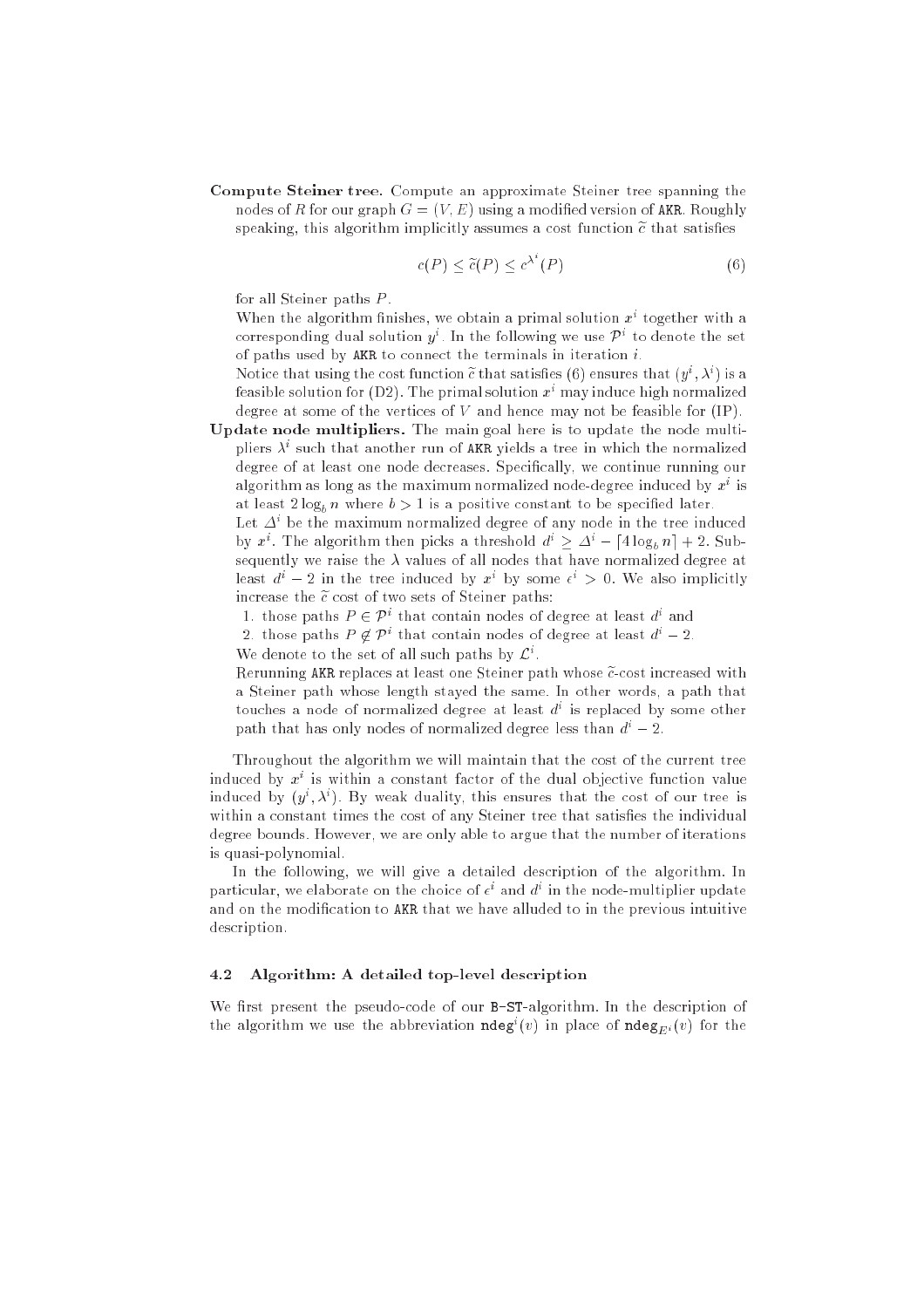**Compute Steiner tree.** Compute an approximate Steiner tree spanning the nodes of $R$ for our graph $G = (V, E)$ using a modified version of AKR. Roughly speaking, this algorithm implicitly assumes a cost function $\widetilde{c}$ that satisfies

$$c(P) \leq \widetilde{c}(P) \leq c^{\lambda^i}(P) \tag{6}$$

for all Steiner paths $P$.

When the algorithm finishes, we obtain a primal solution $x^i$ together with a corresponding dual solution $y^i$. In the following we use $\mathcal{P}^i$ to denote the set of paths used by AKR to connect the terminals in iteration $i$.

Notice that using the cost function $\widetilde{c}$ that satisfies (6) ensures that $(y^i, \lambda^i)$ is a feasible solution for (D2). The primal solution $x^i$ may induce high normalized degree at some of the vertices of $V$ and hence may not be feasible for (IP).

**Update node multipliers.** The main goal here is to update the node multipliers $\lambda^i$ such that another run of AKR yields a tree in which the normalized degree of at least one node decreases. Specifically, we continue running our algorithm as long as the maximum normalized node-degree induced by $x^i$ is at least $2\log_b n$ where $b > 1$ is a positive constant to be specified later.

Let $\Delta^i$ be the maximum normalized degree of any node in the tree induced by $x^i$. The algorithm then picks a threshold $d^i \geq \Delta^i - \lceil 4\log_b n \rceil + 2$. Subsequently we raise the $\lambda$ values of all nodes that have normalized degree at least $d^i - 2$ in the tree induced by $x^i$ by some $\epsilon^i > 0$. We also implicitly increase the $\widetilde{c}$ cost of two sets of Steiner paths:

1. those paths $P \in \mathcal{P}^i$ that contain nodes of degree at least $d^i$ and
2. those paths $P \notin \mathcal{P}^i$ that contain nodes of degree at least $d^i - 2$.

We denote to the set of all such paths by $\mathcal{L}^i$.

Rerunning AKR replaces at least one Steiner path whose $\widetilde{c}$-cost increased with a Steiner path whose length stayed the same. In other words, a path that touches a node of normalized degree at least $d^i$ is replaced by some other path that has only nodes of normalized degree less than $d^i - 2$.

Throughout the algorithm we will maintain that the cost of the current tree induced by $x^i$ is within a constant factor of the dual objective function value induced by $(y^i, \lambda^i)$. By weak duality, this ensures that the cost of our tree is within a constant times the cost of any Steiner tree that satisfies the individual degree bounds. However, we are only able to argue that the number of iterations is quasi-polynomial.

In the following, we will give a detailed description of the algorithm. In particular, we elaborate on the choice of $\epsilon^i$ and $d^i$ in the node-multiplier update and on the modification to AKR that we have alluded to in the previous intuitive description.

### 4.2 Algorithm: A detailed top-level description

We first present the pseudo-code of our B-ST-algorithm. In the description of the algorithm we use the abbreviation $\mathtt{ndeg}^i(v)$ in place of $\mathtt{ndeg}_{E^i}(v)$ for the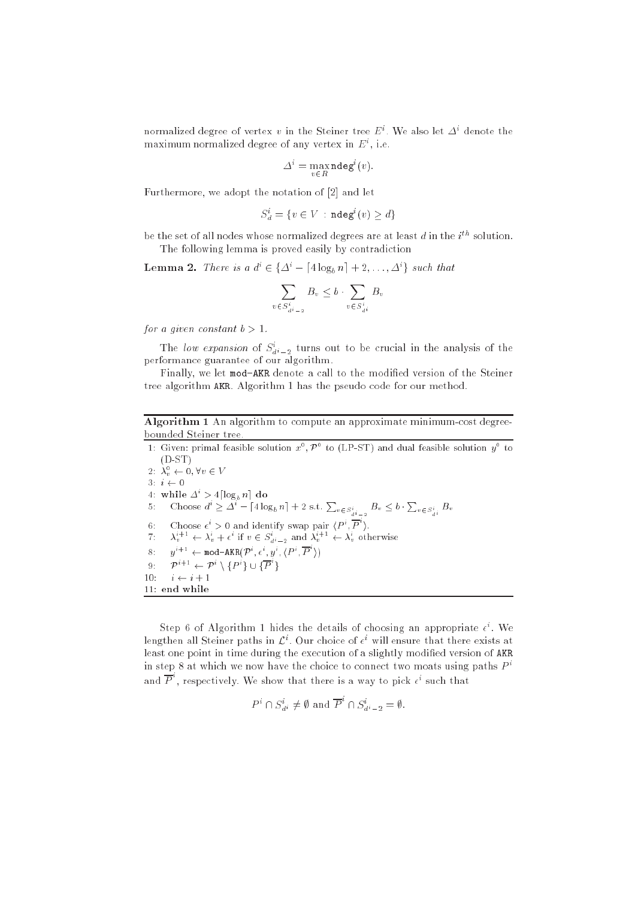normalized degree of vertex $v$ in the Steiner tree $E^i$. We also let $\Delta^i$ denote the maximum normalized degree of any vertex in $E^i$, i.e.

$$\Delta^i = \max_{v \in R} \mathtt{ndeg}^i(v).$$

Furthermore, we adopt the notation of [2] and let

$$S^i_d = \{v \in V \ : \mathtt{ndeg}^i(v) \geq d\}$$

be the set of all nodes whose normalized degrees are at least $d$ in the $i^{th}$ solution.

The following lemma is proved easily by contradiction

**Lemma 2.** *There is a* $d^i \in \{\Delta^i - \lceil 4 \log_b n \rceil + 2, \ldots, \Delta^i\}$ *such that*

$$\sum_{v \in S^i_{d^i - 2}} B_v \leq b \cdot \sum_{v \in S^i_{d^i}} B_v$$

*for a given constant* $b > 1$.

The *low expansion* of $S^i_{d^i-2}$ turns out to be crucial in the analysis of the performance guarantee of our algorithm.

Finally, we let `mod-AKR` denote a call to the modified version of the Steiner tree algorithm `AKR`. Algorithm 1 has the pseudo code for our method.

**Algorithm 1** An algorithm to compute an approximate minimum-cost degree-bounded Steiner tree.

1: Given: primal feasible solution $x^0, \mathcal{P}^0$ to (LP-ST) and dual feasible solution $y^0$ to (D-ST)
2: $\lambda^0_v \leftarrow 0, \forall v \in V$
3: $i \leftarrow 0$
4: **while** $\Delta^i > 4\lceil \log_b n \rceil$ **do**
5: &nbsp;&nbsp;&nbsp;&nbsp;Choose $d^i \geq \Delta^i - \lceil 4 \log_b n \rceil + 2$ s.t. $\sum_{v \in S^i_{d^i-2}} B_v \leq b \cdot \sum_{v \in S^i_{d^i}} B_v$
6: &nbsp;&nbsp;&nbsp;&nbsp;Choose $\epsilon^i > 0$ and identify swap pair $\langle P^i, \overline{P}^i \rangle$.
7: &nbsp;&nbsp;&nbsp;&nbsp;$\lambda^{i+1}_v \leftarrow \lambda^i_v + \epsilon^i$ if $v \in S^i_{d^i-2}$ and $\lambda^{i+1}_v \leftarrow \lambda^i_v$ otherwise
8: &nbsp;&nbsp;&nbsp;&nbsp;$y^{i+1} \leftarrow \mathtt{mod\text{-}AKR}(\mathcal{P}^i, \epsilon^i, y^i, \langle P^i, \overline{P}^i \rangle)$
9: &nbsp;&nbsp;&nbsp;&nbsp;$\mathcal{P}^{i+1} \leftarrow \mathcal{P}^i \setminus \{P^i\} \cup \{\overline{P}^i\}$
10: &nbsp;&nbsp;&nbsp;&nbsp;$i \leftarrow i + 1$
11: **end while**

Step 6 of Algorithm 1 hides the details of choosing an appropriate $\epsilon^i$. We lengthen all Steiner paths in $\mathcal{L}^i$. Our choice of $\epsilon^i$ will ensure that there exists at least one point in time during the execution of a slightly modified version of `AKR` in step 8 at which we now have the choice to connect two moats using paths $P^i$ and $\overline{P}^i$, respectively. We show that there is a way to pick $\epsilon^i$ such that

$$P^i \cap S^i_{d^i} \neq \emptyset \text{ and } \overline{P}^i \cap S^i_{d^i-2} = \emptyset.$$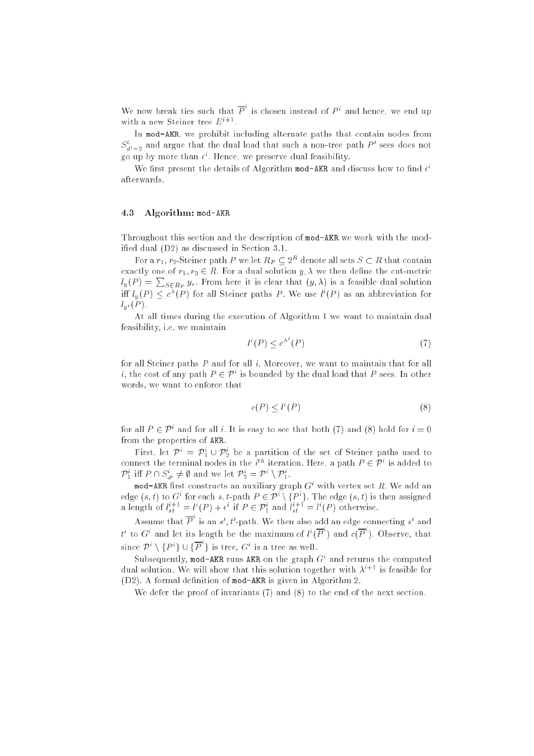We now break ties such that $\overline{P}^i$ is chosen instead of $P^i$ and hence, we end up with a new Steiner tree $E^{i+1}$.

In mod-AKR, we prohibit including alternate paths that contain nodes from $S^i_{d^i-2}$ and argue that the dual load that such a non-tree path $P'$ sees does not go up by more than $\epsilon^i$. Hence, we preserve dual feasibility.

We first present the details of Algorithm mod-AKR and discuss how to find $\epsilon^i$ afterwards.

### 4.3 Algorithm: mod-AKR

Throughout this section and the description of mod-AKR we work with the modified dual (D2) as discussed in Section 3.1.

For a $r_1, r_2$-Steiner path $P$ we let $R_P \subseteq 2^R$ denote all sets $S \subset R$ that contain exactly one of $r_1, r_2 \in R$. For a dual solution $y, \lambda$ we then define the cut-metric $l_y(P) = \sum_{S \in R_P} y_s$. From here it is clear that $(y, \lambda)$ is a feasible dual solution iff $l_y(P) \leq c^\lambda(P)$ for all Steiner paths $P$. We use $l^i(P)$ as an abbreviation for $l_{y^i}(P)$.

At all times during the execution of Algorithm 1 we want to maintain dual feasibility, i.e. we maintain

$$l^i(P) \leq c^{\lambda^i}(P) \tag{7}$$

for all Steiner paths $P$ and for all $i$. Moreover, we want to maintain that for all $i$, the cost of any path $P \in \mathcal{P}^i$ is bounded by the dual load that $P$ sees. In other words, we want to enforce that

$$c(P) \leq l^i(P) \tag{8}$$

for all $P \in \mathcal{P}^i$ and for all $i$. It is easy to see that both (7) and (8) hold for $i = 0$ from the properties of AKR.

First, let $\mathcal{P}^i = \mathcal{P}^i_1 \cup \mathcal{P}^i_2$ be a partition of the set of Steiner paths used to connect the terminal nodes in the $i^{th}$ iteration. Here, a path $P \in \mathcal{P}^i$ is added to $\mathcal{P}^i_1$ iff $P \cap S^i_{d^i} \neq \emptyset$ and we let $\mathcal{P}^i_2 = \mathcal{P}^i \setminus \mathcal{P}^i_1$.

mod-AKR first constructs an auxiliary graph $G^i$ with vertex set $R$. We add an edge $(s, t)$ to $G^i$ for each $s, t$-path $P \in \mathcal{P}^i \setminus \{P^i\}$. The edge $(s, t)$ is then assigned a length of $l^{i+1}_{st} = l^i(P) + \epsilon^i$ if $P \in \mathcal{P}^i_1$ and $l^{i+1}_{st} = l^i(P)$ otherwise.

Assume that $\overline{P}^i$ is an $s', t'$-path. We then also add an edge connecting $s'$ and $t'$ to $G^i$ and let its length be the maximum of $l^i(\overline{P}^i)$ and $c(\overline{P}^i)$. Observe, that since $\mathcal{P}^i \setminus \{P^i\} \cup \{\overline{P}^i\}$ is tree, $G^i$ is a tree as well.

Subsequently, mod-AKR runs AKR on the graph $G^i$ and returns the computed dual solution. We will show that this solution together with $\lambda^{i+1}$ is feasible for (D2). A formal definition of mod-AKR is given in Algorithm 2.

We defer the proof of invariants (7) and (8) to the end of the next section.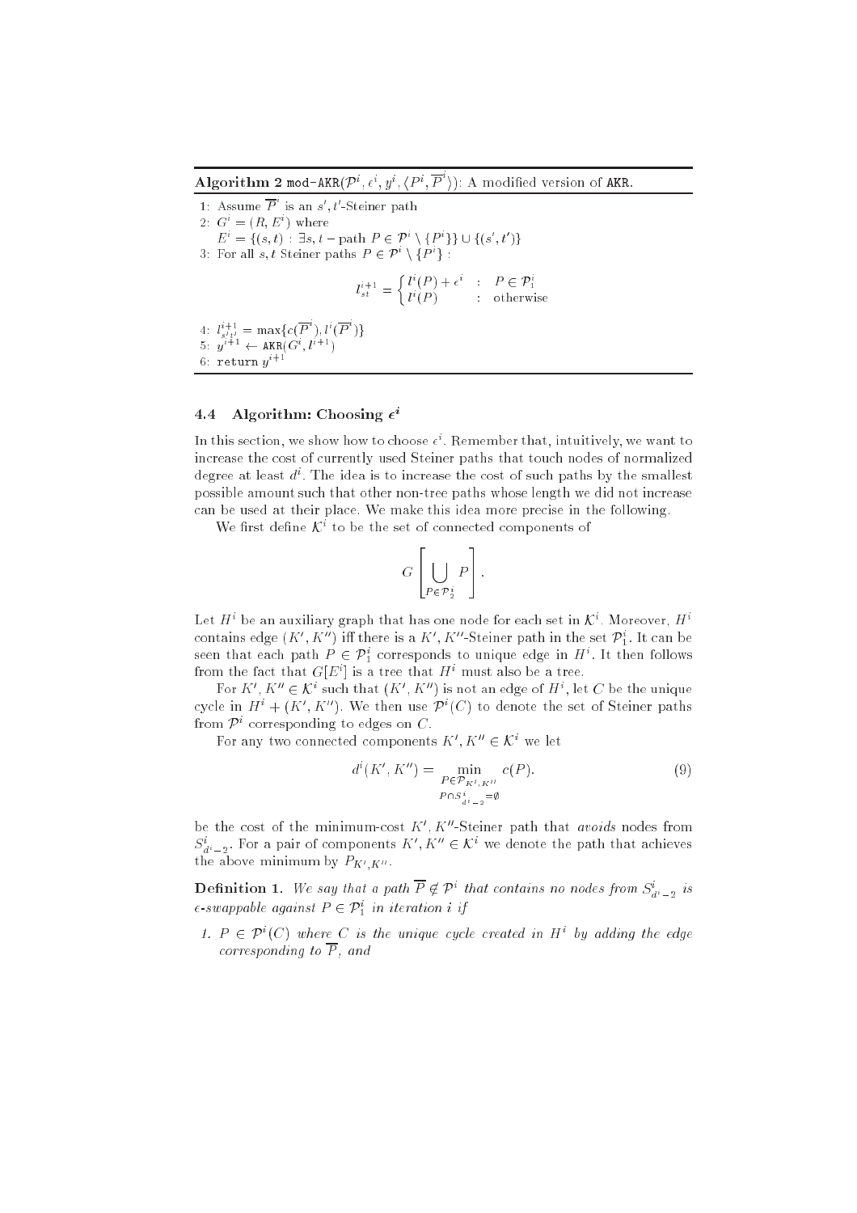**Algorithm 2** mod-AKR($\mathcal{P}^i, \epsilon^i, y^i, \langle P^i, \overline{P}^i \rangle$): A modified version of AKR.

1: Assume $\overline{P}^i$ is an $s', t'$-Steiner path

2: $G^i = (R, E^i)$ where
   $E^i = \{(s,t) : \exists s, t - \text{path } P \in \mathcal{P}^i \setminus \{P^i\}\} \cup \{(s', t')\}$

3: For all $s, t$ Steiner paths $P \in \mathcal{P}^i \setminus \{P^i\}$ :

$$l_{st}^{i+1} = \begin{cases} l^i(P) + \epsilon^i & : \quad P \in \mathcal{P}_1^i \\ l^i(P) & : \quad \text{otherwise} \end{cases}$$

4: $l_{s't'}^{i+1} = \max\{c(\overline{P}^i), l^i(\overline{P}^i)\}$

5: $y^{i+1} \leftarrow$ AKR$(G^i, l^{i+1})$

6: return $y^{i+1}$

### 4.4 Algorithm: Choosing $\epsilon^i$

In this section, we show how to choose $\epsilon^i$. Remember that, intuitively, we want to increase the cost of currently used Steiner paths that touch nodes of normalized degree at least $d^i$. The idea is to increase the cost of such paths by the smallest possible amount such that other non-tree paths whose length we did not increase can be used at their place. We make this idea more precise in the following.

We first define $\mathcal{K}^i$ to be the set of connected components of

$$G\left[\bigcup_{P \in \mathcal{P}_2^i} P\right].$$

Let $H^i$ be an auxiliary graph that has one node for each set in $\mathcal{K}^i$. Moreover, $H^i$ contains edge $(K', K'')$ iff there is a $K', K''$-Steiner path in the set $\mathcal{P}_1^i$. It can be seen that each path $P \in \mathcal{P}_1^i$ corresponds to unique edge in $H^i$. It then follows from the fact that $G[E^i]$ is a tree that $H^i$ must also be a tree.

For $K', K'' \in \mathcal{K}^i$ such that $(K', K'')$ is not an edge of $H^i$, let $C$ be the unique cycle in $H^i + (K', K'')$. We then use $\mathcal{P}^i(C)$ to denote the set of Steiner paths from $\mathcal{P}^i$ corresponding to edges on $C$.

For any two connected components $K', K'' \in \mathcal{K}^i$ we let

$$d^i(K', K'') = \min_{\substack{P \in \mathcal{P}_{K', K''} \\ P \cap S^i_{d^i - 2} = \emptyset}} c(P). \tag{9}$$

be the cost of the minimum-cost $K', K''$-Steiner path that *avoids* nodes from $S^i_{d^i-2}$. For a pair of components $K', K'' \in \mathcal{K}^i$ we denote the path that achieves the above minimum by $P_{K', K''}$.

**Definition 1.** *We say that a path $\overline{P} \notin \mathcal{P}^i$ that contains no nodes from $S^i_{d^i-2}$ is $\epsilon$-swappable against $P \in \mathcal{P}_1^i$ in iteration $i$ if*

1. *$P \in \mathcal{P}^i(C)$ where $C$ is the unique cycle created in $H^i$ by adding the edge corresponding to $\overline{P}$, and*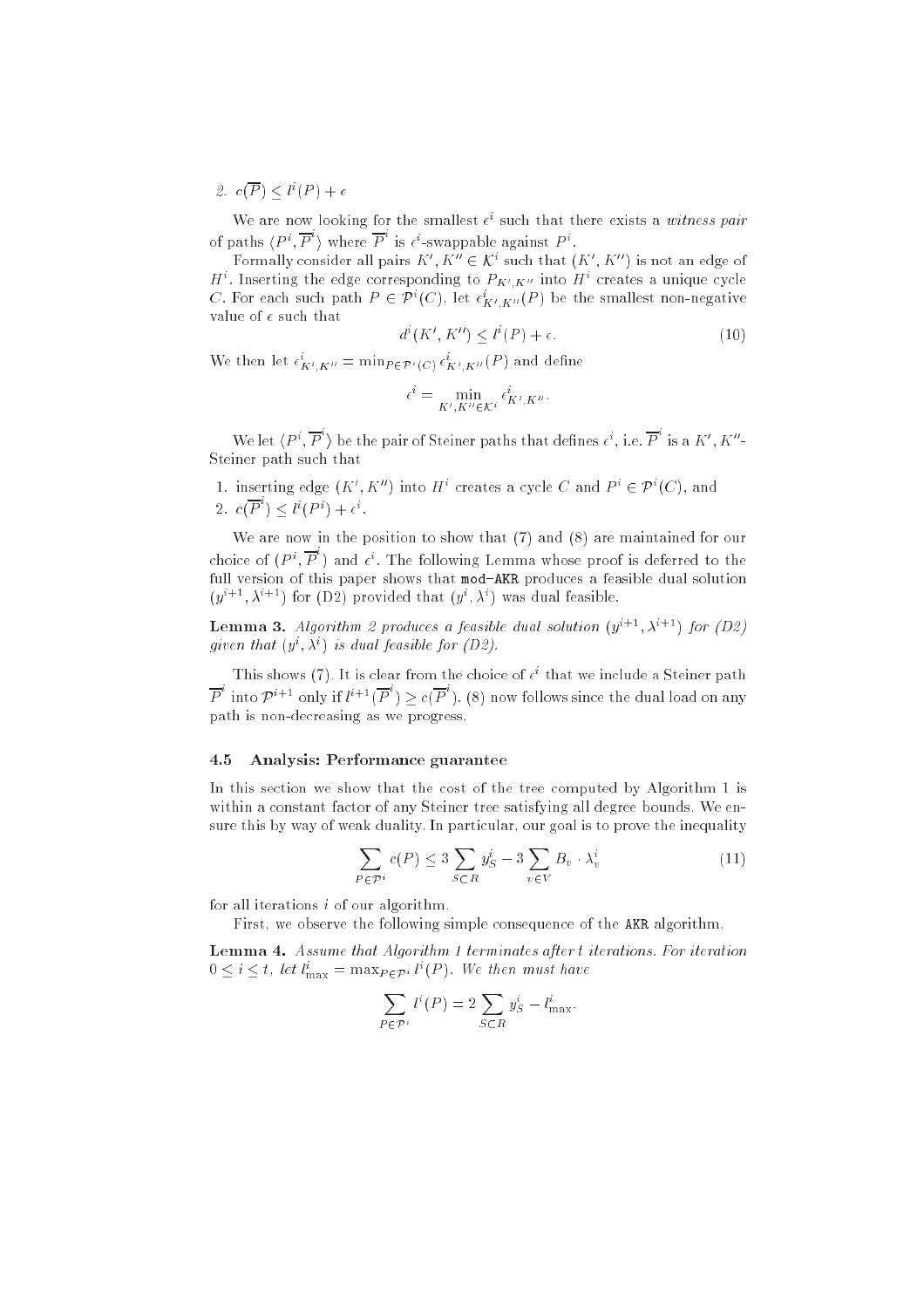2. $c(\overline{P}) \leq l^i(P) + \epsilon$

We are now looking for the smallest $\epsilon^i$ such that there exists a *witness pair* of paths $\langle P^i, \overline{P}^i \rangle$ where $\overline{P}^i$ is $\epsilon^i$-swappable against $P^i$.

Formally consider all pairs $K', K'' \in \mathcal{K}^i$ such that $(K', K'')$ is not an edge of $H^i$. Inserting the edge corresponding to $P_{K',K''}$ into $H^i$ creates a unique cycle $C$. For each such path $P \in \mathcal{P}^i(C)$, let $\epsilon^i_{K',K''}(P)$ be the smallest non-negative value of $\epsilon$ such that

$$d^i(K', K'') \leq l^i(P) + \epsilon. \tag{10}$$

We then let $\epsilon^i_{K',K''} = \min_{P \in \mathcal{P}^i(C)} \epsilon^i_{K',K''}(P)$ and define

$$\epsilon^i = \min_{K',K'' \in \mathcal{K}^i} \epsilon^i_{K',K''}.$$

We let $\langle P^i, \overline{P}^i \rangle$ be the pair of Steiner paths that defines $\epsilon^i$, i.e. $\overline{P}^i$ is a $K', K''$-Steiner path such that

1. inserting edge $(K', K'')$ into $H^i$ creates a cycle $C$ and $P^i \in \mathcal{P}^i(C)$, and
2. $c(\overline{P}^i) \leq l^i(P^i) + \epsilon^i$.

We are now in the position to show that (7) and (8) are maintained for our choice of $(P^i, \overline{P}^i)$ and $\epsilon^i$. The following Lemma whose proof is deferred to the full version of this paper shows that `mod-AKR` produces a feasible dual solution $(y^{i+1}, \lambda^{i+1})$ for (D2) provided that $(y^i, \lambda^i)$ was dual feasible.

**Lemma 3.** *Algorithm 2 produces a feasible dual solution $(y^{i+1}, \lambda^{i+1})$ for (D2) given that $(y^i, \lambda^i)$ is dual feasible for (D2).*

This shows (7). It is clear from the choice of $\epsilon^i$ that we include a Steiner path $\overline{P}^i$ into $\mathcal{P}^{i+1}$ only if $l^{i+1}(\overline{P}^i) \geq c(\overline{P}^i)$. (8) now follows since the dual load on any path is non-decreasing as we progress.

### 4.5 Analysis: Performance guarantee

In this section we show that the cost of the tree computed by Algorithm 1 is within a constant factor of any Steiner tree satisfying all degree bounds. We ensure this by way of weak duality. In particular, our goal is to prove the inequality

$$\sum_{P \in \mathcal{P}^i} c(P) \leq 3 \sum_{S \subset R} y^i_S - 3 \sum_{v \in V} B_v \cdot \lambda^i_v \tag{11}$$

for all iterations $i$ of our algorithm.

First, we observe the following simple consequence of the `AKR` algorithm.

**Lemma 4.** *Assume that Algorithm 1 terminates after $t$ iterations. For iteration $0 \leq i \leq t$, let $l^i_{\max} = \max_{P \in \mathcal{P}^i} l^i(P)$. We then must have*

$$\sum_{P \in \mathcal{P}^i} l^i(P) = 2 \sum_{S \subset R} y^i_S - l^i_{\max}.$$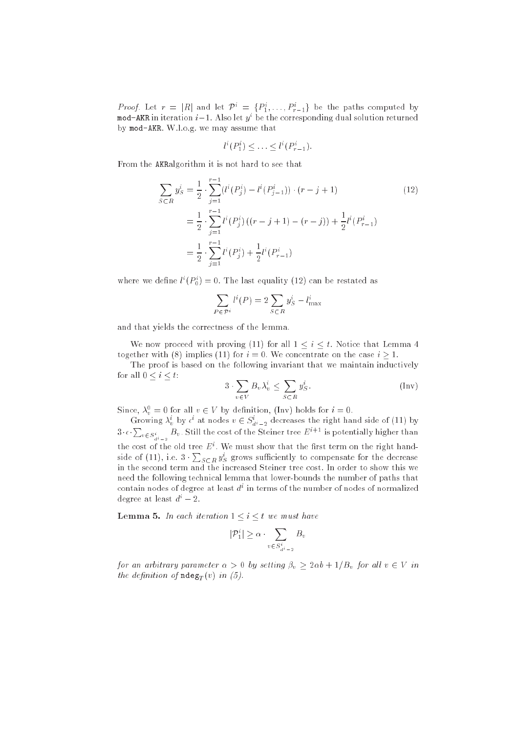*Proof.* Let $r = |R|$ and let $\mathcal{P}^i = \{P_1^i, \ldots, P_{r-1}^i\}$ be the paths computed by `mod-AKR` in iteration $i-1$. Also let $y^i$ be the corresponding dual solution returned by `mod-AKR`. W.l.o.g. we may assume that

$$l^i(P_1^i) \leq \ldots \leq l^i(P_{r-1}^i).$$

From the `AKR`algorithm it is not hard to see that

$$\begin{aligned}
\sum_{S \subset R} y_S^i &= \frac{1}{2} \cdot \sum_{j=1}^{r-1} (l^i(P_j^i) - l^i(P_{j-1}^i)) \cdot (r - j + 1) \qquad (12) \\
&= \frac{1}{2} \cdot \sum_{j=1}^{r-1} l^i(P_j^i)\left((r-j+1) - (r-j)\right) + \frac{1}{2} l^i(P_{r-1}^i) \\
&= \frac{1}{2} \cdot \sum_{j=1}^{r-1} l^i(P_j^i) + \frac{1}{2} l^i(P_{r-1}^i)
\end{aligned}$$

where we define $l^i(P_0^i) = 0$. The last equality (12) can be restated as

$$\sum_{P \in \mathcal{P}^i} l^i(P) = 2 \sum_{S \subset R} y_S^i - l_{\max}^i$$

and that yields the correctness of the lemma.

We now proceed with proving (11) for all $1 \leq i \leq t$. Notice that Lemma 4 together with (8) implies (11) for $i = 0$. We concentrate on the case $i \geq 1$.

The proof is based on the following invariant that we maintain inductively for all $0 \leq i \leq t$:

$$3 \cdot \sum_{v \in V} B_v \lambda_v^i \leq \sum_{S \subset R} y_S^i. \qquad \text{(Inv)}$$

Since, $\lambda_v^0 = 0$ for all $v \in V$ by definition, (Inv) holds for $i = 0$.

Growing $\lambda_v^i$ by $\epsilon^i$ at nodes $v \in S_{d^i-2}^i$ decreases the right hand side of (11) by $3 \cdot \epsilon \cdot \sum_{v \in S_{d^i-2}^i} B_v$. Still the cost of the Steiner tree $E^{i+1}$ is potentially higher than the cost of the old tree $E^i$. We must show that the first term on the right hand-side of (11), i.e. $3 \cdot \sum_{S \subset R} y_S^i$ grows sufficiently to compensate for the decrease in the second term and the increased Steiner tree cost. In order to show this we need the following technical lemma that lower-bounds the number of paths that contain nodes of degree at least $d^i$ in terms of the number of nodes of normalized degree at least $d^i - 2$.

**Lemma 5.** *In each iteration $1 \leq i \leq t$ we must have*

$$|\mathcal{P}_1^i| \geq \alpha \cdot \sum_{v \in S_{d^i-2}^i} B_v$$

*for an arbitrary parameter $\alpha > 0$ by setting $\beta_v \geq 2\alpha b + 1/B_v$ for all $v \in V$ in the definition of $\mathtt{ndeg}_T(v)$ in (5).*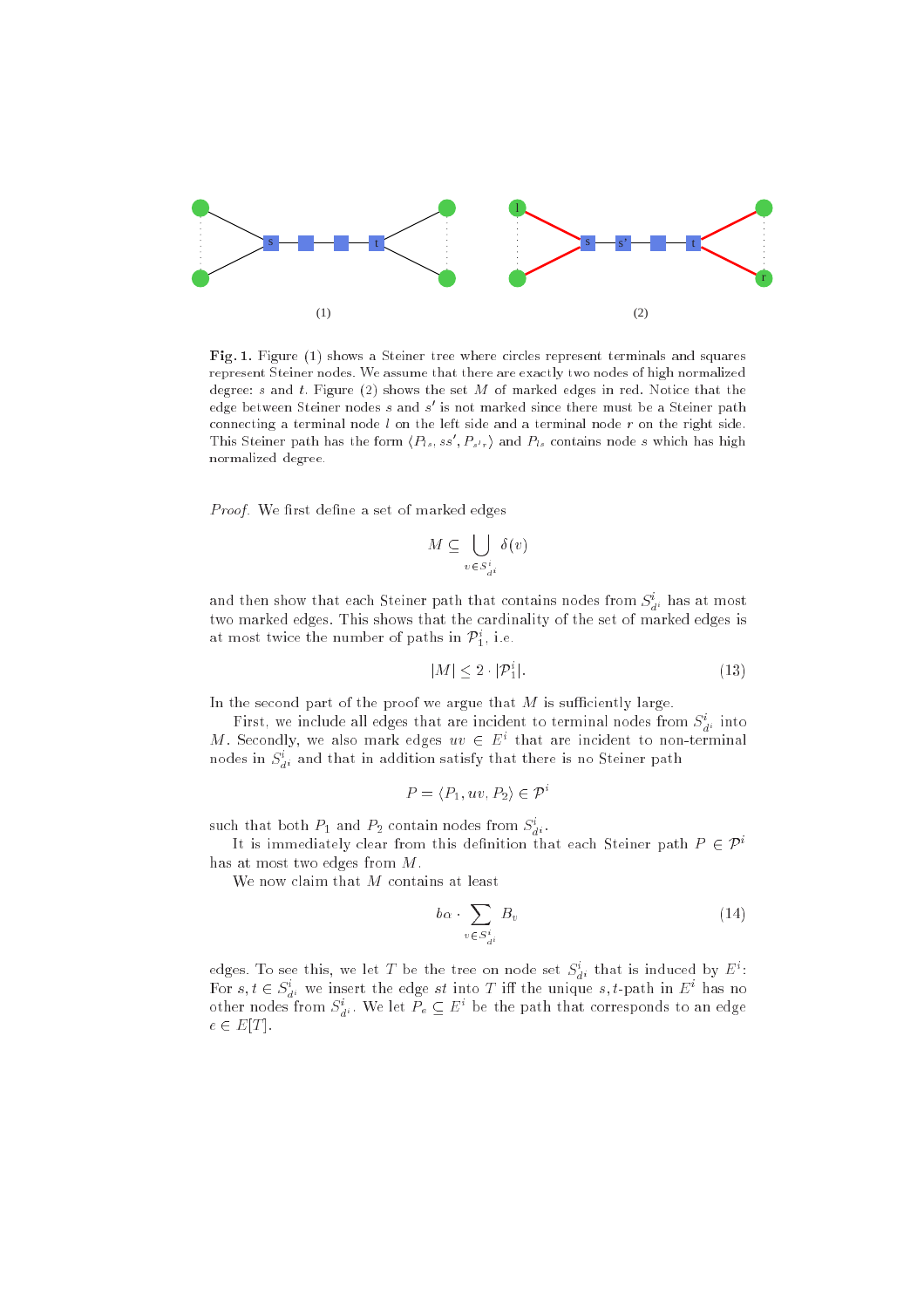(1) (2)

**Fig. 1.** Figure (1) shows a Steiner tree where circles represent terminals and squares represent Steiner nodes. We assume that there are exactly two nodes of high normalized degree: $s$ and $t$. Figure (2) shows the set $M$ of marked edges in red. Notice that the edge between Steiner nodes $s$ and $s'$ is not marked since there must be a Steiner path connecting a terminal node $l$ on the left side and a terminal node $r$ on the right side. This Steiner path has the form $\langle P_{ls}, ss', P_{s'r}\rangle$ and $P_{ls}$ contains node $s$ which has high normalized degree.

*Proof.* We first define a set of marked edges

$$M \subseteq \bigcup_{v \in S^i_{d^i}} \delta(v)$$

and then show that each Steiner path that contains nodes from $S^i_{d^i}$ has at most two marked edges. This shows that the cardinality of the set of marked edges is at most twice the number of paths in $\mathcal{P}^i_1$, i.e.

$$|M| \leq 2 \cdot |\mathcal{P}^i_1|. \tag{13}$$

In the second part of the proof we argue that $M$ is sufficiently large.

First, we include all edges that are incident to terminal nodes from $S^i_{d^i}$ into $M$. Secondly, we also mark edges $uv \in E^i$ that are incident to non-terminal nodes in $S^i_{d^i}$ and that in addition satisfy that there is no Steiner path

$$P = \langle P_1, uv, P_2\rangle \in \mathcal{P}^i$$

such that both $P_1$ and $P_2$ contain nodes from $S^i_{d^i}$.

It is immediately clear from this definition that each Steiner path $P \in \mathcal{P}^i$ has at most two edges from $M$.

We now claim that $M$ contains at least

$$b\alpha \cdot \sum_{v \in S^i_{d^i}} B_v \tag{14}$$

edges. To see this, we let $T$ be the tree on node set $S^i_{d^i}$ that is induced by $E^i$: For $s, t \in S^i_{d^i}$ we insert the edge $st$ into $T$ iff the unique $s,t$-path in $E^i$ has no other nodes from $S^i_{d^i}$. We let $P_e \subseteq E^i$ be the path that corresponds to an edge $e \in E[T]$.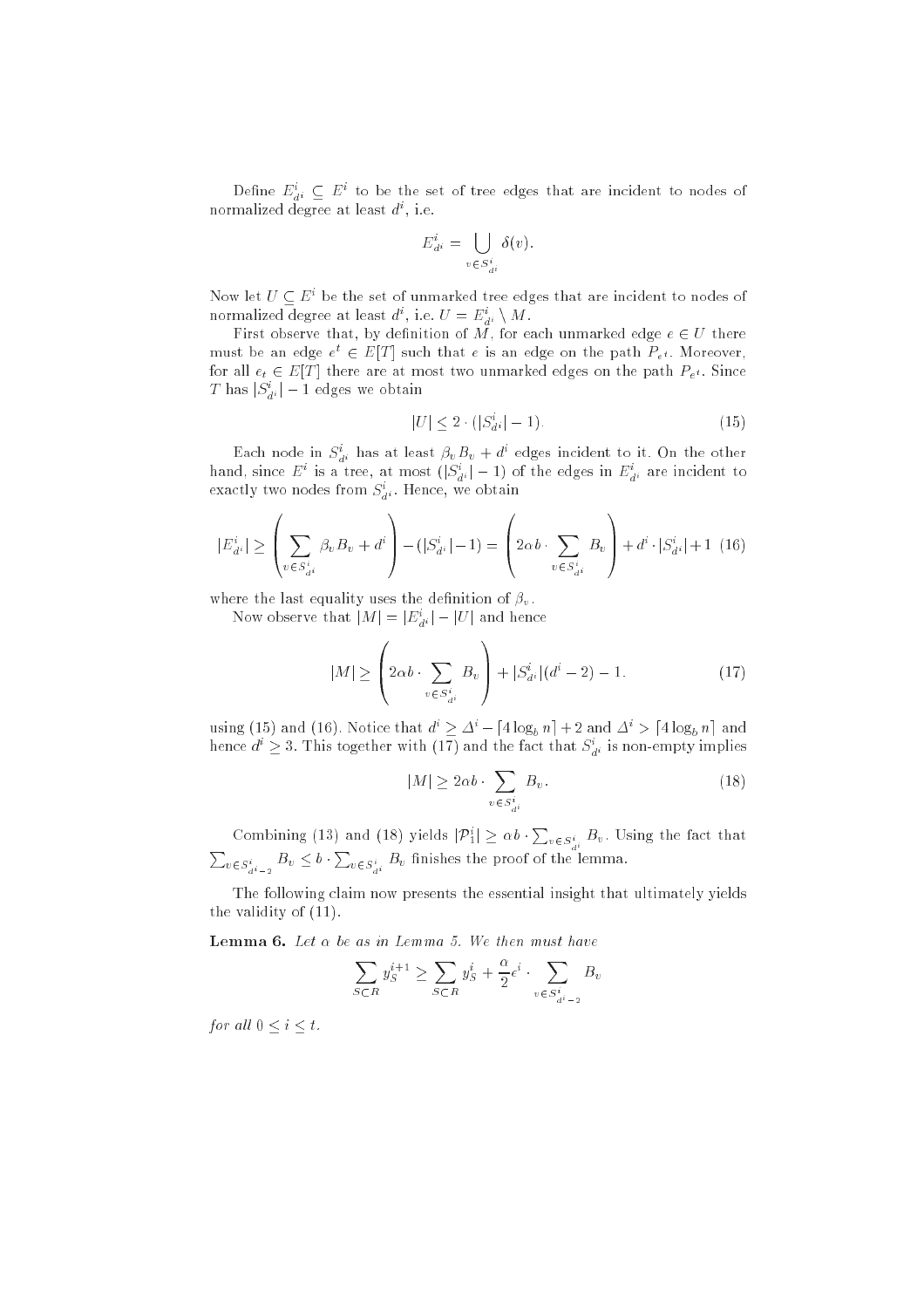Define $E^i_{d^i} \subseteq E^i$ to be the set of tree edges that are incident to nodes of normalized degree at least $d^i$, i.e.

$$E^i_{d^i} = \bigcup_{v \in S^i_{d^i}} \delta(v).$$

Now let $U \subseteq E^i$ be the set of unmarked tree edges that are incident to nodes of normalized degree at least $d^i$, i.e. $U = E^i_{d^i} \setminus M$.

First observe that, by definition of $M$, for each unmarked edge $e \in U$ there must be an edge $e^t \in E[T]$ such that $e$ is an edge on the path $P_{e^t}$. Moreover, for all $e_t \in E[T]$ there are at most two unmarked edges on the path $P_{e^t}$. Since $T$ has $|S^i_{d^i}| - 1$ edges we obtain

$$|U| \leq 2 \cdot (|S^i_{d^i}| - 1). \tag{15}$$

Each node in $S^i_{d^i}$ has at least $\beta_v B_v + d^i$ edges incident to it. On the other hand, since $E^i$ is a tree, at most $(|S^i_{d^i}| - 1)$ of the edges in $E^i_{d^i}$ are incident to exactly two nodes from $S^i_{d^i}$. Hence, we obtain

$$|E^i_{d^i}| \geq \left( \sum_{v \in S^i_{d^i}} \beta_v B_v + d^i \right) - (|S^i_{d^i}| - 1) = \left( 2\alpha b \cdot \sum_{v \in S^i_{d^i}} B_v \right) + d^i \cdot |S^i_{d^i}| + 1 \tag{16}$$

where the last equality uses the definition of $\beta_v$.

Now observe that $|M| = |E^i_{d^i}| - |U|$ and hence

$$|M| \geq \left( 2\alpha b \cdot \sum_{v \in S^i_{d^i}} B_v \right) + |S^i_{d^i}|(d^i - 2) - 1. \tag{17}$$

using (15) and (16). Notice that $d^i \geq \Delta^i - \lceil 4 \log_b n \rceil + 2$ and $\Delta^i > \lceil 4 \log_b n \rceil$ and hence $d^i \geq 3$. This together with (17) and the fact that $S^i_{d^i}$ is non-empty implies

$$|M| \geq 2\alpha b \cdot \sum_{v \in S^i_{d^i}} B_v. \tag{18}$$

Combining (13) and (18) yields $|\mathcal{P}^i_1| \geq \alpha b \cdot \sum_{v \in S^i_{d^i}} B_v$. Using the fact that $\sum_{v \in S^i_{d^i - 2}} B_v \leq b \cdot \sum_{v \in S^i_{d^i}} B_v$ finishes the proof of the lemma.

The following claim now presents the essential insight that ultimately yields the validity of (11).

**Lemma 6.** *Let $\alpha$ be as in Lemma 5. We then must have*

$$\sum_{S \subset R} y^{i+1}_S \geq \sum_{S \subset R} y^i_S + \frac{\alpha}{2} \epsilon^i \cdot \sum_{v \in S^i_{d^i - 2}} B_v$$

*for all $0 \leq i \leq t$.*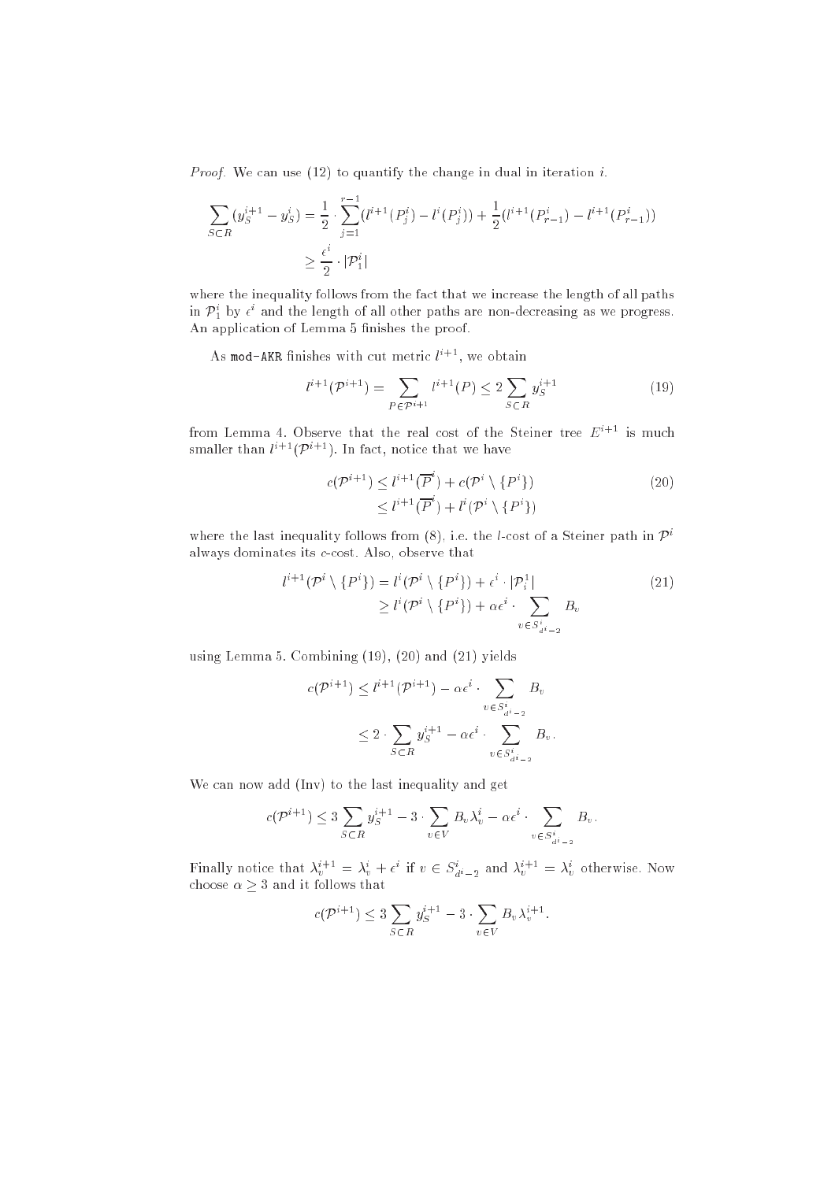*Proof.* We can use (12) to quantify the change in dual in iteration $i$.

$$\sum_{S \subset R} (y_S^{i+1} - y_S^i) = \frac{1}{2} \cdot \sum_{j=1}^{r-1} (l^{i+1}(P_j^i) - l^i(P_j^i)) + \frac{1}{2}(l^{i+1}(P_{r-1}^i) - l^{i+1}(P_{r-1}^i))$$
$$\geq \frac{\epsilon^i}{2} \cdot |\mathcal{P}_1^i|$$

where the inequality follows from the fact that we increase the length of all paths in $\mathcal{P}_1^i$ by $\epsilon^i$ and the length of all other paths are non-decreasing as we progress. An application of Lemma 5 finishes the proof.

As `mod-AKR` finishes with cut metric $l^{i+1}$, we obtain

$$l^{i+1}(\mathcal{P}^{i+1}) = \sum_{P \in \mathcal{P}^{i+1}} l^{i+1}(P) \leq 2 \sum_{S \subset R} y_S^{i+1} \tag{19}$$

from Lemma 4. Observe that the real cost of the Steiner tree $E^{i+1}$ is much smaller than $l^{i+1}(\mathcal{P}^{i+1})$. In fact, notice that we have

$$\begin{aligned} c(\mathcal{P}^{i+1}) &\leq l^{i+1}(\overline{P}^i) + c(\mathcal{P}^i \setminus \{P^i\}) \\ &\leq l^{i+1}(\overline{P}^i) + l^i(\mathcal{P}^i \setminus \{P^i\}) \end{aligned} \tag{20}$$

where the last inequality follows from (8), i.e. the $l$-cost of a Steiner path in $\mathcal{P}^i$ always dominates its $c$-cost. Also, observe that

$$\begin{aligned} l^{i+1}(\mathcal{P}^i \setminus \{P^i\}) &= l^i(\mathcal{P}^i \setminus \{P^i\}) + \epsilon^i \cdot |\mathcal{P}_i^1| \\ &\geq l^i(\mathcal{P}^i \setminus \{P^i\}) + \alpha\epsilon^i \cdot \sum_{v \in S^i_{d^i-2}} B_v \end{aligned} \tag{21}$$

using Lemma 5. Combining (19), (20) and (21) yields

$$\begin{aligned} c(\mathcal{P}^{i+1}) &\leq l^{i+1}(\mathcal{P}^{i+1}) - \alpha\epsilon^i \cdot \sum_{v \in S^i_{d^i-2}} B_v \\ &\leq 2 \cdot \sum_{S \subset R} y_S^{i+1} - \alpha\epsilon^i \cdot \sum_{v \in S^i_{d^i-2}} B_v. \end{aligned}$$

We can now add (Inv) to the last inequality and get

$$c(\mathcal{P}^{i+1}) \leq 3 \sum_{S \subset R} y_S^{i+1} - 3 \cdot \sum_{v \in V} B_v \lambda_v^i - \alpha\epsilon^i \cdot \sum_{v \in S^i_{d^i-2}} B_v.$$

Finally notice that $\lambda_v^{i+1} = \lambda_v^i + \epsilon^i$ if $v \in S^i_{d^i-2}$ and $\lambda_v^{i+1} = \lambda_v^i$ otherwise. Now choose $\alpha \geq 3$ and it follows that

$$c(\mathcal{P}^{i+1}) \leq 3 \sum_{S \subset R} y_S^{i+1} - 3 \cdot \sum_{v \in V} B_v \lambda_v^{i+1}.$$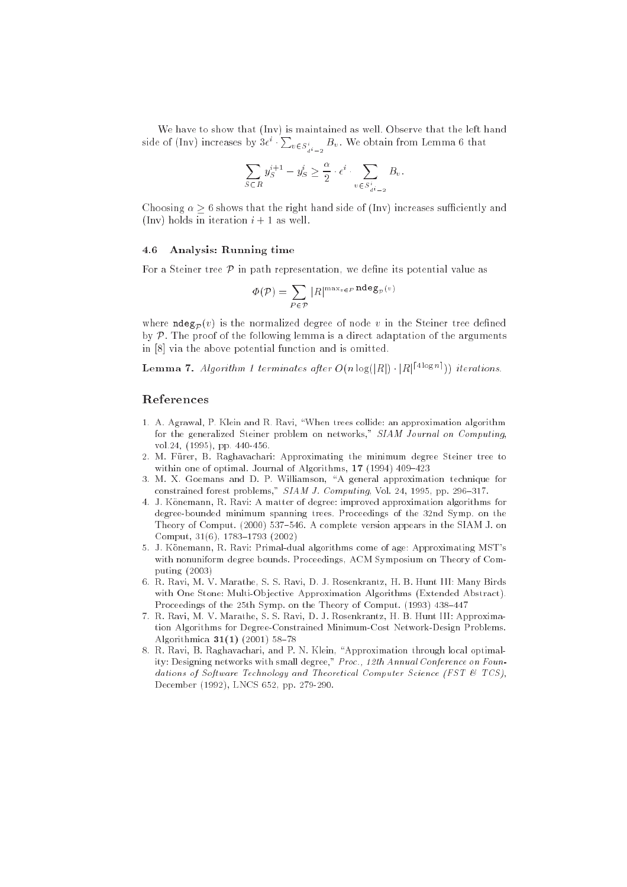We have to show that (Inv) is maintained as well. Observe that the left hand side of (Inv) increases by $3\epsilon^i \cdot \sum_{v \in S^i_{d^i-2}} B_v$. We obtain from Lemma 6 that

$$\sum_{S \subset R} y_S^{i+1} - y_S^i \geq \frac{\alpha}{2} \cdot \epsilon^i \cdot \sum_{v \in S^i_{d^i-2}} B_v.$$

Choosing $\alpha \geq 6$ shows that the right hand side of (Inv) increases sufficiently and (Inv) holds in iteration $i+1$ as well.

### 4.6 Analysis: Running time

For a Steiner tree $\mathcal{P}$ in path representation, we define its potential value as

$$\Phi(\mathcal{P}) = \sum_{P \in \mathcal{P}} |R|^{\max_{v \in P} \mathtt{ndeg}_{\mathcal{P}}(v)}$$

where $\mathtt{ndeg}_{\mathcal{P}}(v)$ is the normalized degree of node $v$ in the Steiner tree defined by $\mathcal{P}$. The proof of the following lemma is a direct adaptation of the arguments in [8] via the above potential function and is omitted.

**Lemma 7.** *Algorithm 1 terminates after $O(n \log(|R|) \cdot |R|^{\lceil 4 \log n \rceil})$ iterations.*

## References

1. A. Agrawal, P. Klein and R. Ravi, "When trees collide: an approximation algorithm for the generalized Steiner problem on networks," *SIAM Journal on Computing*, vol.24, (1995), pp. 440-456.
2. M. Fürer, B. Raghavachari: Approximating the minimum degree Steiner tree to within one of optimal. Journal of Algorithms, **17** (1994) 409–423
3. M. X. Goemans and D. P. Williamson, "A general approximation technique for constrained forest problems," *SIAM J. Computing*, Vol. 24, 1995, pp. 296–317.
4. J. Könemann, R. Ravi: A matter of degree: improved approximation algorithms for degree-bounded minimum spanning trees. Proceedings of the 32nd Symp. on the Theory of Comput. (2000) 537–546. A complete version appears in the SIAM J. on Comput, 31(6), 1783–1793 (2002)
5. J. Könemann, R. Ravi: Primal-dual algorithms come of age: Approximating MST's with nonuniform degree bounds. Proceedings, ACM Symposium on Theory of Computing (2003)
6. R. Ravi, M. V. Marathe, S. S. Ravi, D. J. Rosenkrantz, H. B. Hunt III: Many Birds with One Stone: Multi-Objective Approximation Algorithms (Extended Abstract). Proceedings of the 25th Symp. on the Theory of Comput. (1993) 438–447
7. R. Ravi, M. V. Marathe, S. S. Ravi, D. J. Rosenkrantz, H. B. Hunt III: Approximation Algorithms for Degree-Constrained Minimum-Cost Network-Design Problems. Algorithmica **31(1)** (2001) 58–78
8. R. Ravi, B. Raghavachari, and P. N. Klein, "Approximation through local optimality: Designing networks with small degree," *Proc., 12th Annual Conference on Foundations of Software Technology and Theoretical Computer Science (FST & TCS)*, December (1992), LNCS 652, pp. 279-290.